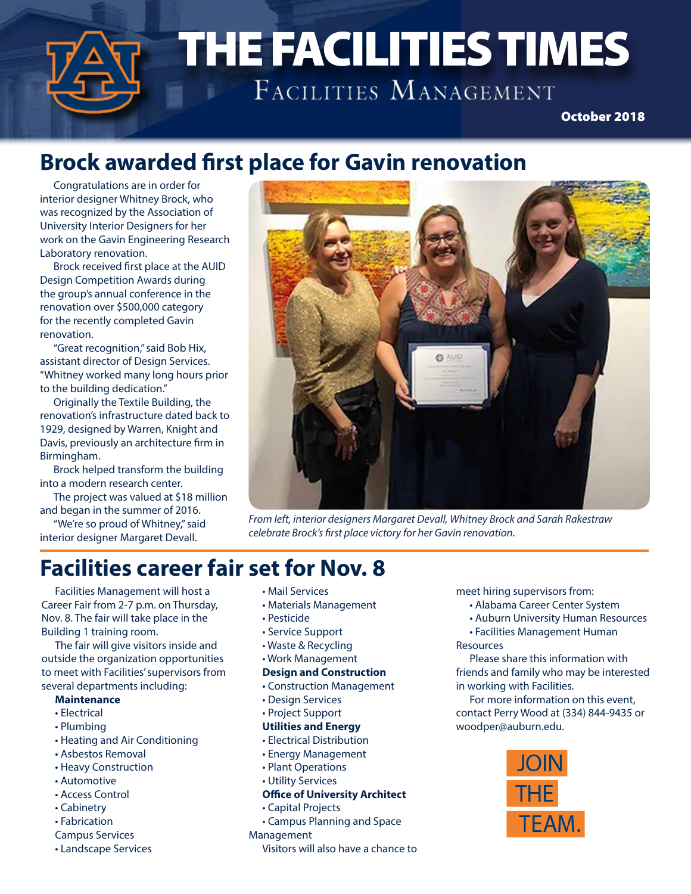# THE FACILITIES TIMES

Facilities Management

October 2018

## Brock awarded first place for Gavin renovation

Congratulations are in order for interior designer Whitney Brock, who was recognized by the Association of University Interior Designers for her work on the Gavin Engineering Research Laboratory renovation.

Brock received first place at the AUID Design Competition Awards during the group's annual conference in the renovation over $500,000 category for the recently completed Gavin renovation.

"Great recognition," said Bob Hix, assistant director of Design Services. "Whitney worked many long hours prior to the building dedication."

Originally the Textile Building, the renovation's infrastructure dated back to 1929, designed by Warren, Knight and Davis, previously an architecture firm in Birmingham.

Brock helped transform the building into a modern research center.

The project was valued at $18 million and began in the summer of 2016.

"We're so proud of Whitney," said interior designer Margaret Devall.

*From left, interior designers Margaret Devall, Whitney Brock and Sarah Rakestraw celebrate Brock's first place victory for her Gavin renovation.*

## Facilities career fair set for Nov. 8

Facilities Management will host a Career Fair from 2-7 p.m. on Thursday, Nov. 8. The fair will take place in the Building 1 training room.

The fair will give visitors inside and outside the organization opportunities to meet with Facilities' supervisors from several departments including:

**Maintenance**
- Electrical
- Plumbing
- Heating and Air Conditioning
- Asbestos Removal
- Heavy Construction
- Automotive
- Access Control
- Cabinetry
- Fabrication

Campus Services
- Landscape Services
- Mail Services
- Materials Management
- Pesticide
- Service Support
- Waste & Recycling
- Work Management

**Design and Construction**
- Construction Management
- Design Services
- Project Support

**Utilities and Energy**
- Electrical Distribution
- Energy Management
- Plant Operations
- Utility Services

**Office of University Architect**
- Capital Projects
- Campus Planning and Space Management

Visitors will also have a chance to meet hiring supervisors from:
- Alabama Career Center System
- Auburn University Human Resources
- Facilities Management Human Resources

Please share this information with friends and family who may be interested in working with Facilities.

For more information on this event, contact Perry Wood at (334) 844-9435 or woodper@auburn.edu.

JOIN THE TEAM.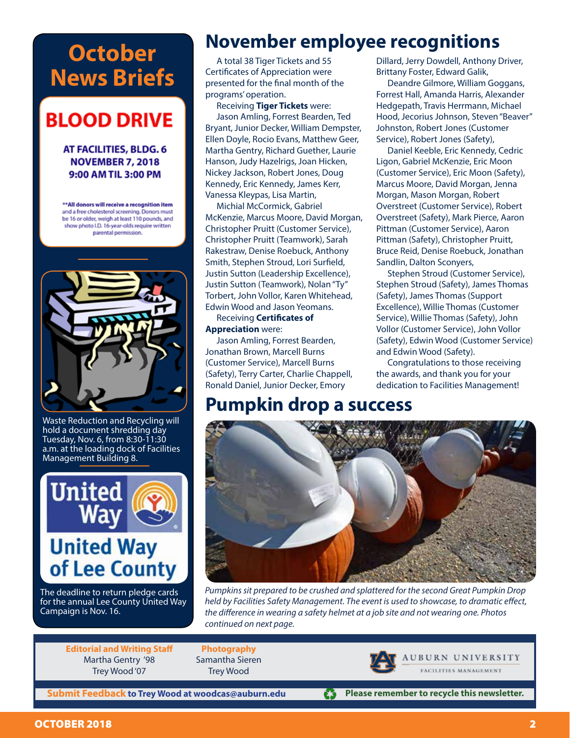# October News Briefs

## BLOOD DRIVE

**AT FACILITIES, BLDG. 6**
**NOVEMBER 7, 2018**
**9:00 AM TIL 3:00 PM**

**All donors will receive a recognition item** and a free cholesterol screening. Donors must be 16 or older, weigh at least 110 pounds, and show photo I.D. 16-year-olds require written parental permission.

Waste Reduction and Recycling will hold a document shredding day Tuesday, Nov. 6, from 8:30-11:30 a.m. at the loading dock of Facilities Management Building 8.

United Way

United Way of Lee County

The deadline to return pledge cards for the annual Lee County United Way Campaign is Nov. 16.

# November employee recognitions

A total 38 Tiger Tickets and 55 Certificates of Appreciation were presented for the final month of the programs' operation.

Receiving **Tiger Tickets** were:

Jason Amling, Forrest Bearden, Ted Bryant, Junior Decker, William Dempster, Ellen Doyle, Rocio Evans, Matthew Geer, Martha Gentry, Richard Guether, Laurie Hanson, Judy Hazelrigs, Joan Hicken, Nickey Jackson, Robert Jones, Doug Kennedy, Eric Kennedy, James Kerr, Vanessa Kleypas, Lisa Martin,

Michial McCormick, Gabriel McKenzie, Marcus Moore, David Morgan, Christopher Pruitt (Customer Service), Christopher Pruitt (Teamwork), Sarah Rakestraw, Denise Roebuck, Anthony Smith, Stephen Stroud, Lori Surfield, Justin Sutton (Leadership Excellence), Justin Sutton (Teamwork), Nolan "Ty" Torbert, John Vollor, Karen Whitehead, Edwin Wood and Jason Yeomans.

Receiving **Certificates of Appreciation** were:

Jason Amling, Forrest Bearden, Jonathan Brown, Marcell Burns (Customer Service), Marcell Burns (Safety), Terry Carter, Charlie Chappell, Ronald Daniel, Junior Decker, Emory Dillard, Jerry Dowdell, Anthony Driver, Brittany Foster, Edward Galik,

Deandre Gilmore, William Goggans, Forrest Hall, Amanda Harris, Alexander Hedgepath, Travis Herrmann, Michael Hood, Jecorius Johnson, Steven "Beaver" Johnston, Robert Jones (Customer Service), Robert Jones (Safety),

Daniel Keeble, Eric Kennedy, Cedric Ligon, Gabriel McKenzie, Eric Moon (Customer Service), Eric Moon (Safety), Marcus Moore, David Morgan, Jenna Morgan, Mason Morgan, Robert Overstreet (Customer Service), Robert Overstreet (Safety), Mark Pierce, Aaron Pittman (Customer Service), Aaron Pittman (Safety), Christopher Pruitt, Bruce Reid, Denise Roebuck, Jonathan Sandlin, Dalton Sconyers,

Stephen Stroud (Customer Service), Stephen Stroud (Safety), James Thomas (Safety), James Thomas (Support Excellence), Willie Thomas (Customer Service), Willie Thomas (Safety), John Vollor (Customer Service), John Vollor (Safety), Edwin Wood (Customer Service) and Edwin Wood (Safety).

Congratulations to those receiving the awards, and thank you for your dedication to Facilities Management!

# Pumpkin drop a success

*Pumpkins sit prepared to be crushed and splattered for the second Great Pumpkin Drop held by Facilities Safety Management. The event is used to showcase, to dramatic effect, the difference in wearing a safety helmet at a job site and not wearing one. Photos continued on next page.*

**Editorial and Writing Staff**
Martha Gentry '98
Trey Wood '07

**Photography**
Samantha Sieren
Trey Wood

AUBURN UNIVERSITY FACILITIES MANAGEMENT

**Submit Feedback to Trey Wood at woodcas@auburn.edu**

**Please remember to recycle this newsletter.**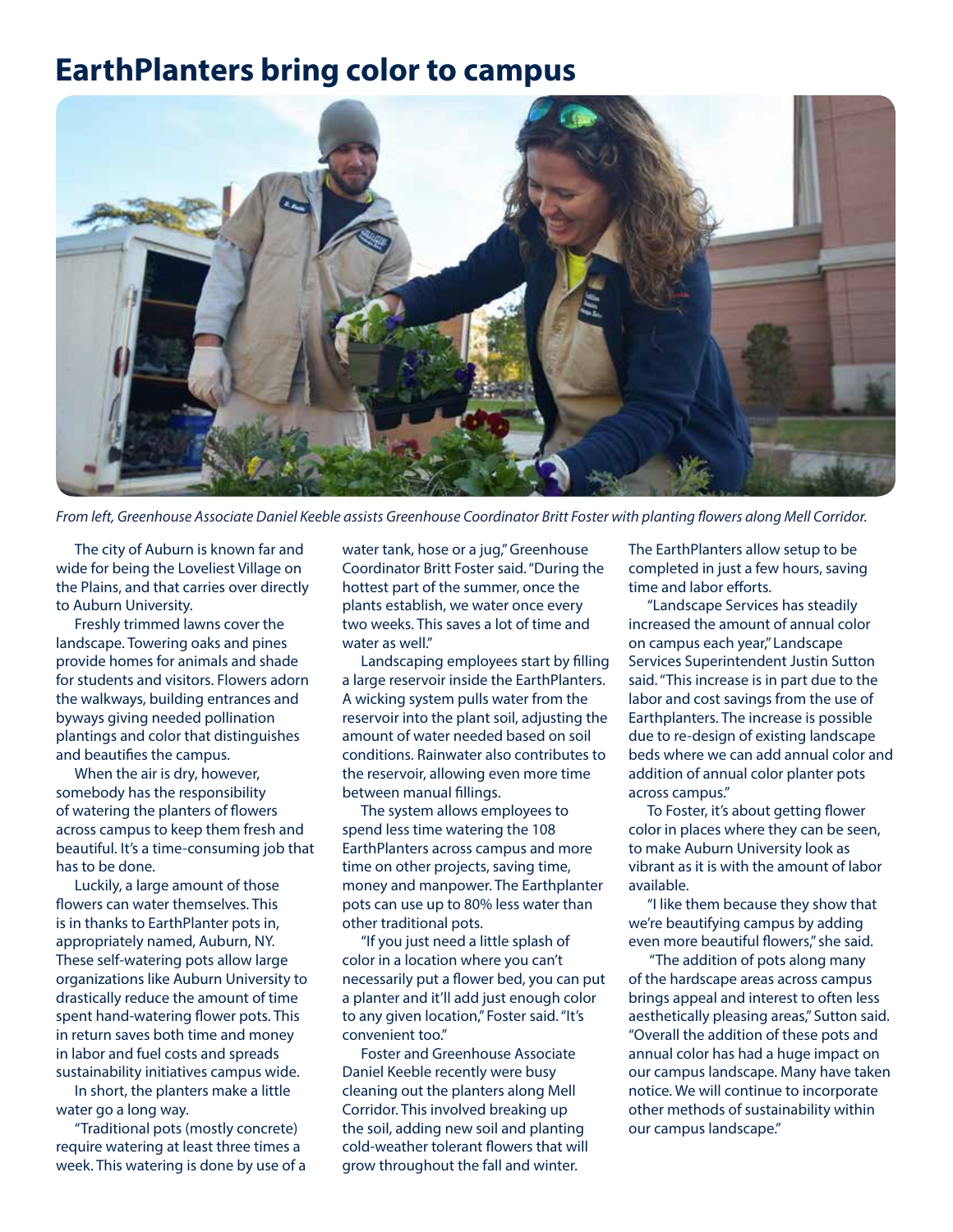# EarthPlanters bring color to campus

*From left, Greenhouse Associate Daniel Keeble assists Greenhouse Coordinator Britt Foster with planting flowers along Mell Corridor.*

The city of Auburn is known far and wide for being the Loveliest Village on the Plains, and that carries over directly to Auburn University.

Freshly trimmed lawns cover the landscape. Towering oaks and pines provide homes for animals and shade for students and visitors. Flowers adorn the walkways, building entrances and byways giving needed pollination plantings and color that distinguishes and beautifies the campus.

When the air is dry, however, somebody has the responsibility of watering the planters of flowers across campus to keep them fresh and beautiful. It's a time-consuming job that has to be done.

Luckily, a large amount of those flowers can water themselves. This is in thanks to EarthPlanter pots in, appropriately named, Auburn, NY. These self-watering pots allow large organizations like Auburn University to drastically reduce the amount of time spent hand-watering flower pots. This in return saves both time and money in labor and fuel costs and spreads sustainability initiatives campus wide.

In short, the planters make a little water go a long way.

"Traditional pots (mostly concrete) require watering at least three times a week. This watering is done by use of a water tank, hose or a jug," Greenhouse Coordinator Britt Foster said. "During the hottest part of the summer, once the plants establish, we water once every two weeks. This saves a lot of time and water as well."

Landscaping employees start by filling a large reservoir inside the EarthPlanters. A wicking system pulls water from the reservoir into the plant soil, adjusting the amount of water needed based on soil conditions. Rainwater also contributes to the reservoir, allowing even more time between manual fillings.

The system allows employees to spend less time watering the 108 EarthPlanters across campus and more time on other projects, saving time, money and manpower. The Earthplanter pots can use up to 80% less water than other traditional pots.

"If you just need a little splash of color in a location where you can't necessarily put a flower bed, you can put a planter and it'll add just enough color to any given location," Foster said. "It's convenient too."

Foster and Greenhouse Associate Daniel Keeble recently were busy cleaning out the planters along Mell Corridor. This involved breaking up the soil, adding new soil and planting cold-weather tolerant flowers that will grow throughout the fall and winter. The EarthPlanters allow setup to be completed in just a few hours, saving time and labor efforts.

"Landscape Services has steadily increased the amount of annual color on campus each year," Landscape Services Superintendent Justin Sutton said. "This increase is in part due to the labor and cost savings from the use of Earthplanters. The increase is possible due to re-design of existing landscape beds where we can add annual color and addition of annual color planter pots across campus."

To Foster, it's about getting flower color in places where they can be seen, to make Auburn University look as vibrant as it is with the amount of labor available.

"I like them because they show that we're beautifying campus by adding even more beautiful flowers," she said.

"The addition of pots along many of the hardscape areas across campus brings appeal and interest to often less aesthetically pleasing areas," Sutton said. "Overall the addition of these pots and annual color has had a huge impact on our campus landscape. Many have taken notice. We will continue to incorporate other methods of sustainability within our campus landscape."